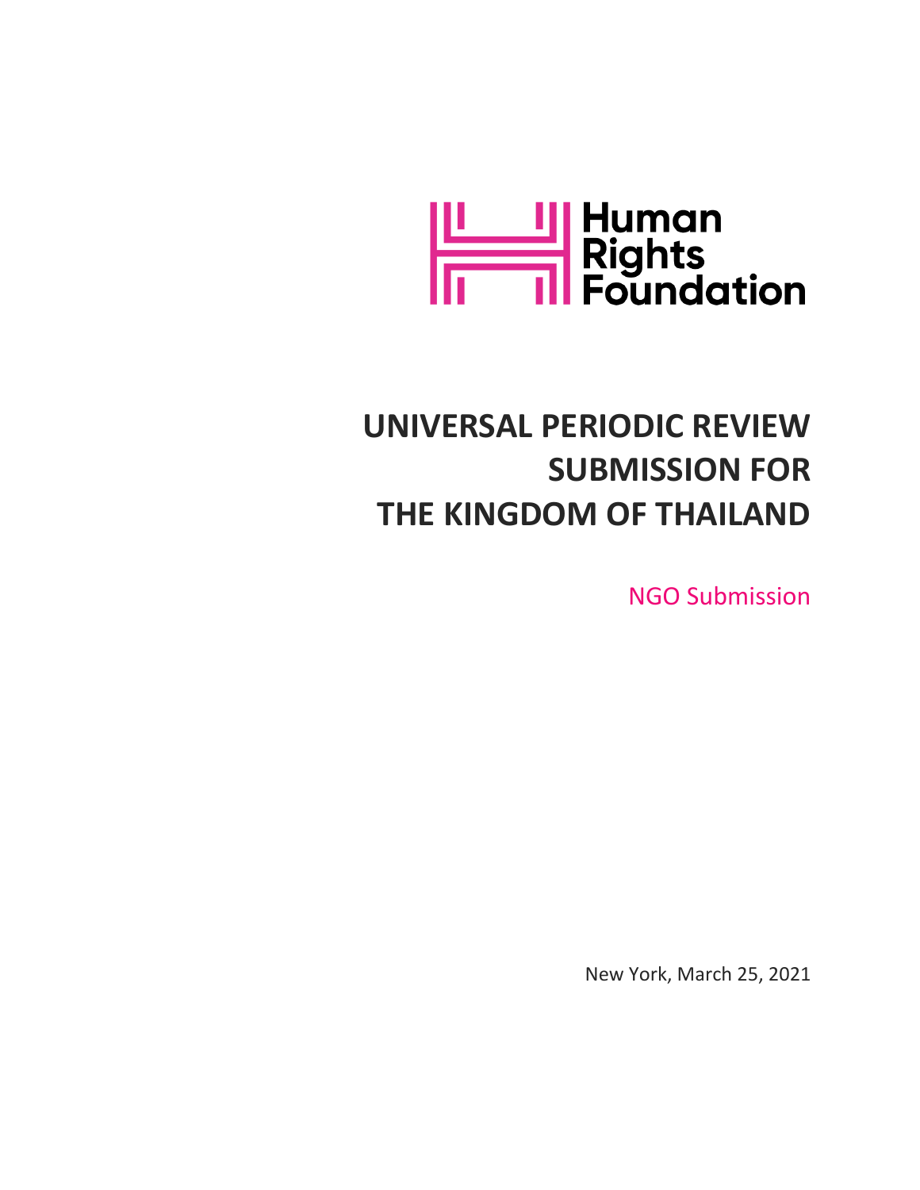Human Rights Foundation

# UNIVERSAL PERIODIC REVIEW SUBMISSION FOR THE KINGDOM OF THAILAND

NGO Submission

New York, March 25, 2021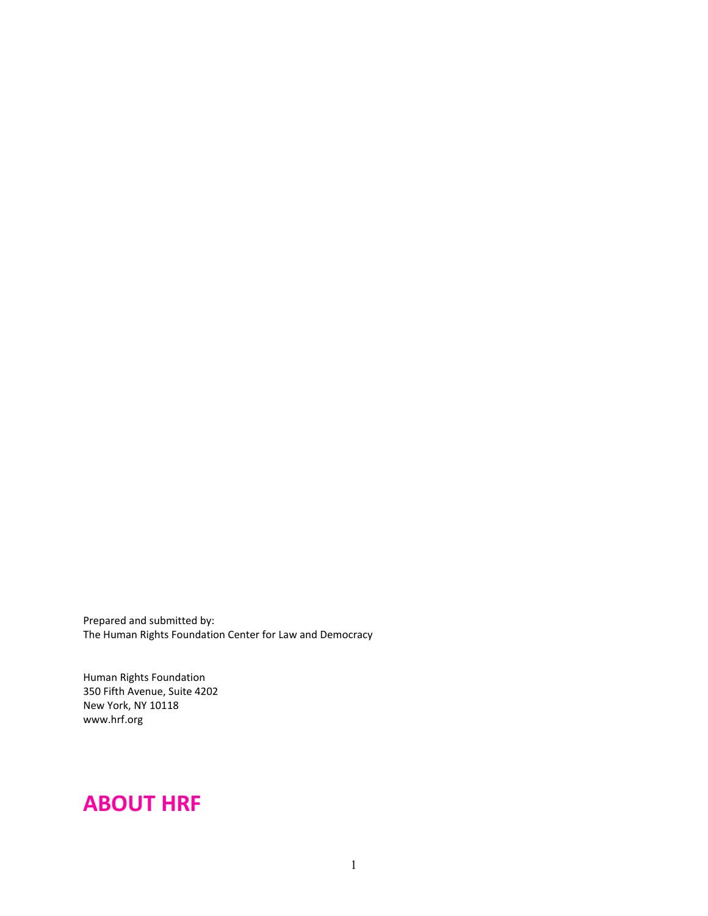Prepared and submitted by:
The Human Rights Foundation Center for Law and Democracy

Human Rights Foundation
350 Fifth Avenue, Suite 4202
New York, NY 10118
www.hrf.org

# ABOUT HRF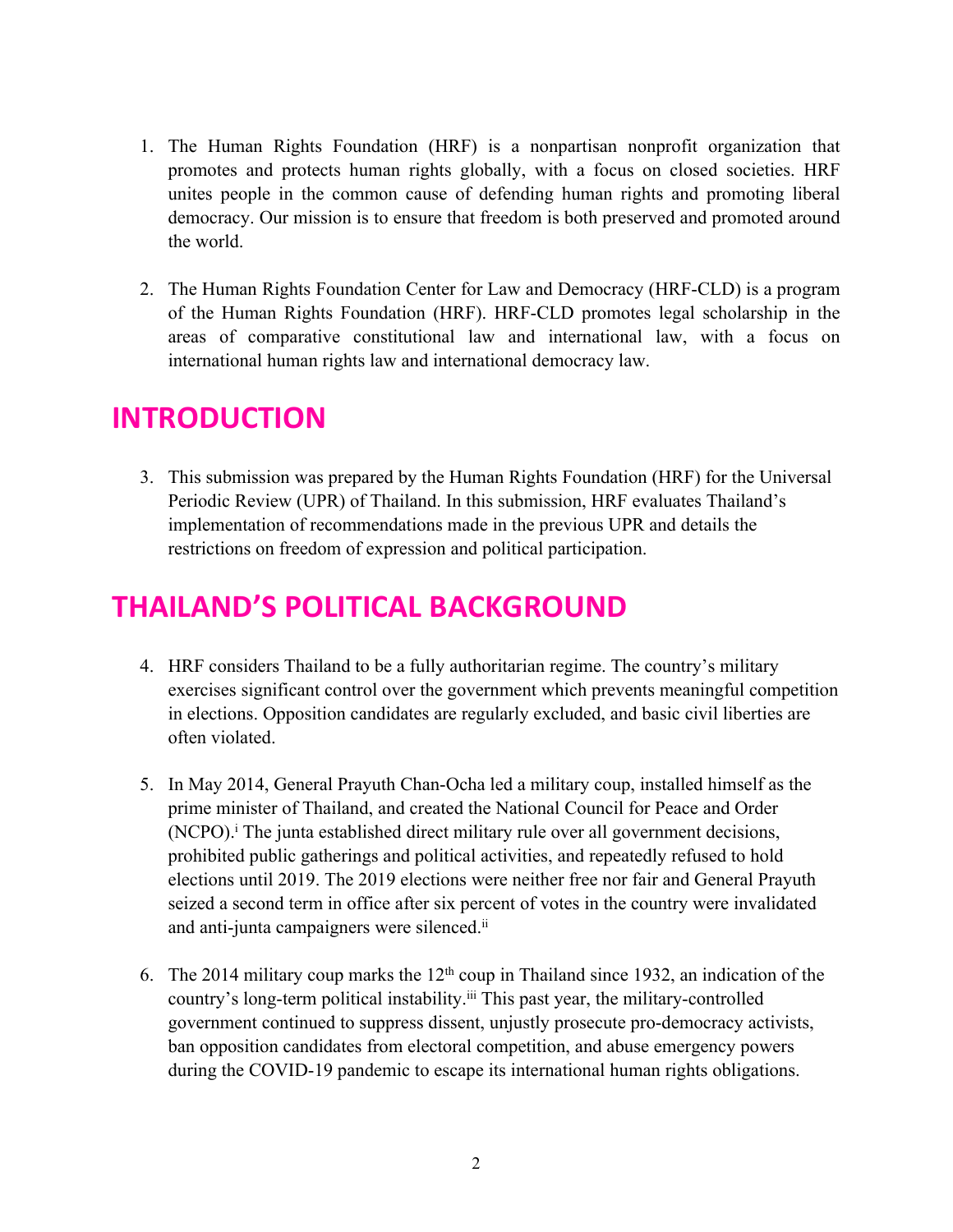1. The Human Rights Foundation (HRF) is a nonpartisan nonprofit organization that promotes and protects human rights globally, with a focus on closed societies. HRF unites people in the common cause of defending human rights and promoting liberal democracy. Our mission is to ensure that freedom is both preserved and promoted around the world.

2. The Human Rights Foundation Center for Law and Democracy (HRF-CLD) is a program of the Human Rights Foundation (HRF). HRF-CLD promotes legal scholarship in the areas of comparative constitutional law and international law, with a focus on international human rights law and international democracy law.

## INTRODUCTION

3. This submission was prepared by the Human Rights Foundation (HRF) for the Universal Periodic Review (UPR) of Thailand. In this submission, HRF evaluates Thailand's implementation of recommendations made in the previous UPR and details the restrictions on freedom of expression and political participation.

## THAILAND'S POLITICAL BACKGROUND

4. HRF considers Thailand to be a fully authoritarian regime. The country's military exercises significant control over the government which prevents meaningful competition in elections. Opposition candidates are regularly excluded, and basic civil liberties are often violated.

5. In May 2014, General Prayuth Chan-Ocha led a military coup, installed himself as the prime minister of Thailand, and created the National Council for Peace and Order (NCPO).[i] The junta established direct military rule over all government decisions, prohibited public gatherings and political activities, and repeatedly refused to hold elections until 2019. The 2019 elections were neither free nor fair and General Prayuth seized a second term in office after six percent of votes in the country were invalidated and anti-junta campaigners were silenced.[ii]

6. The 2014 military coup marks the 12th coup in Thailand since 1932, an indication of the country's long-term political instability.[iii] This past year, the military-controlled government continued to suppress dissent, unjustly prosecute pro-democracy activists, ban opposition candidates from electoral competition, and abuse emergency powers during the COVID-19 pandemic to escape its international human rights obligations.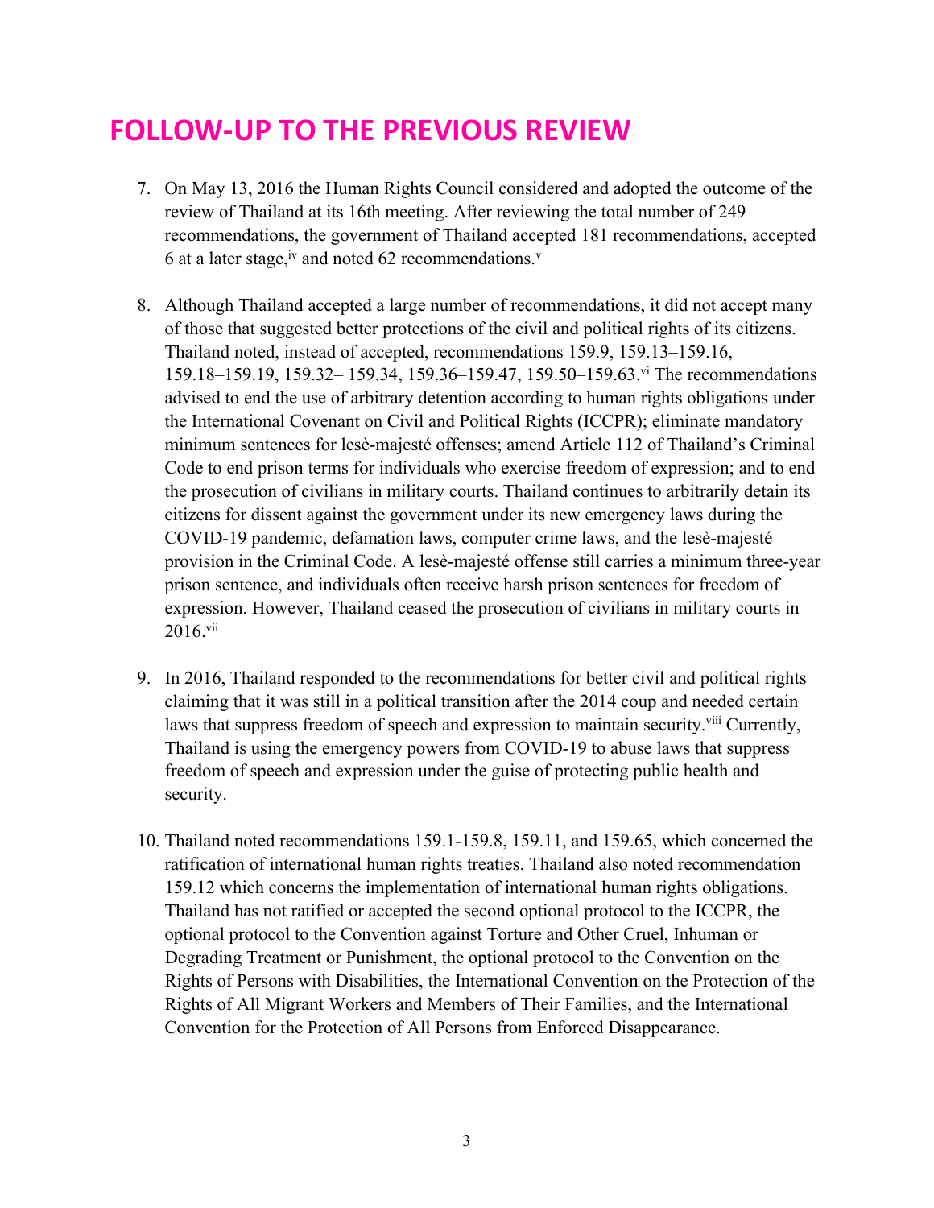# FOLLOW-UP TO THE PREVIOUS REVIEW

7. On May 13, 2016 the Human Rights Council considered and adopted the outcome of the review of Thailand at its 16th meeting. After reviewing the total number of 249 recommendations, the government of Thailand accepted 181 recommendations, accepted 6 at a later stage,[iv] and noted 62 recommendations.[v]

8. Although Thailand accepted a large number of recommendations, it did not accept many of those that suggested better protections of the civil and political rights of its citizens. Thailand noted, instead of accepted, recommendations 159.9, 159.13–159.16, 159.18–159.19, 159.32– 159.34, 159.36–159.47, 159.50–159.63.[vi] The recommendations advised to end the use of arbitrary detention according to human rights obligations under the International Covenant on Civil and Political Rights (ICCPR); eliminate mandatory minimum sentences for lesè-majesté offenses; amend Article 112 of Thailand's Criminal Code to end prison terms for individuals who exercise freedom of expression; and to end the prosecution of civilians in military courts. Thailand continues to arbitrarily detain its citizens for dissent against the government under its new emergency laws during the COVID-19 pandemic, defamation laws, computer crime laws, and the lesè-majesté provision in the Criminal Code. A lesè-majesté offense still carries a minimum three-year prison sentence, and individuals often receive harsh prison sentences for freedom of expression. However, Thailand ceased the prosecution of civilians in military courts in 2016.[vii]

9. In 2016, Thailand responded to the recommendations for better civil and political rights claiming that it was still in a political transition after the 2014 coup and needed certain laws that suppress freedom of speech and expression to maintain security.[viii] Currently, Thailand is using the emergency powers from COVID-19 to abuse laws that suppress freedom of speech and expression under the guise of protecting public health and security.

10. Thailand noted recommendations 159.1-159.8, 159.11, and 159.65, which concerned the ratification of international human rights treaties. Thailand also noted recommendation 159.12 which concerns the implementation of international human rights obligations. Thailand has not ratified or accepted the second optional protocol to the ICCPR, the optional protocol to the Convention against Torture and Other Cruel, Inhuman or Degrading Treatment or Punishment, the optional protocol to the Convention on the Rights of Persons with Disabilities, the International Convention on the Protection of the Rights of All Migrant Workers and Members of Their Families, and the International Convention for the Protection of All Persons from Enforced Disappearance.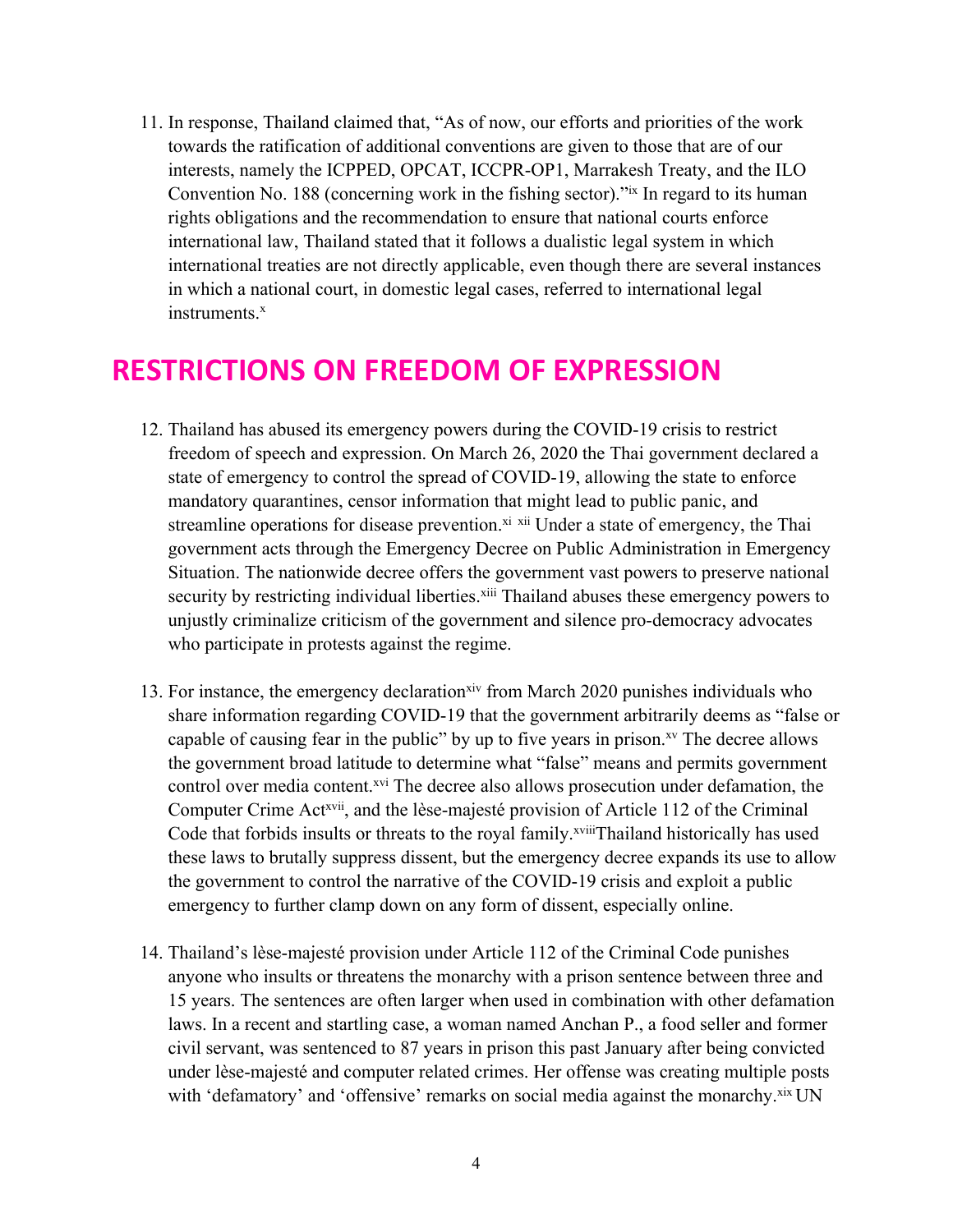11. In response, Thailand claimed that, "As of now, our efforts and priorities of the work towards the ratification of additional conventions are given to those that are of our interests, namely the ICPPED, OPCAT, ICCPR-OP1, Marrakesh Treaty, and the ILO Convention No. 188 (concerning work in the fishing sector)."[ix] In regard to its human rights obligations and the recommendation to ensure that national courts enforce international law, Thailand stated that it follows a dualistic legal system in which international treaties are not directly applicable, even though there are several instances in which a national court, in domestic legal cases, referred to international legal instruments.[x]

## RESTRICTIONS ON FREEDOM OF EXPRESSION

12. Thailand has abused its emergency powers during the COVID-19 crisis to restrict freedom of speech and expression. On March 26, 2020 the Thai government declared a state of emergency to control the spread of COVID-19, allowing the state to enforce mandatory quarantines, censor information that might lead to public panic, and streamline operations for disease prevention.[xi] [xii] Under a state of emergency, the Thai government acts through the Emergency Decree on Public Administration in Emergency Situation. The nationwide decree offers the government vast powers to preserve national security by restricting individual liberties.[xiii] Thailand abuses these emergency powers to unjustly criminalize criticism of the government and silence pro-democracy advocates who participate in protests against the regime.

13. For instance, the emergency declaration[xiv] from March 2020 punishes individuals who share information regarding COVID-19 that the government arbitrarily deems as "false or capable of causing fear in the public" by up to five years in prison.[xv] The decree allows the government broad latitude to determine what "false" means and permits government control over media content.[xvi] The decree also allows prosecution under defamation, the Computer Crime Act[xvii], and the lèse-majesté provision of Article 112 of the Criminal Code that forbids insults or threats to the royal family.[xviii] Thailand historically has used these laws to brutally suppress dissent, but the emergency decree expands its use to allow the government to control the narrative of the COVID-19 crisis and exploit a public emergency to further clamp down on any form of dissent, especially online.

14. Thailand's lèse-majesté provision under Article 112 of the Criminal Code punishes anyone who insults or threatens the monarchy with a prison sentence between three and 15 years. The sentences are often larger when used in combination with other defamation laws. In a recent and startling case, a woman named Anchan P., a food seller and former civil servant, was sentenced to 87 years in prison this past January after being convicted under lèse-majesté and computer related crimes. Her offense was creating multiple posts with 'defamatory' and 'offensive' remarks on social media against the monarchy.[xix] UN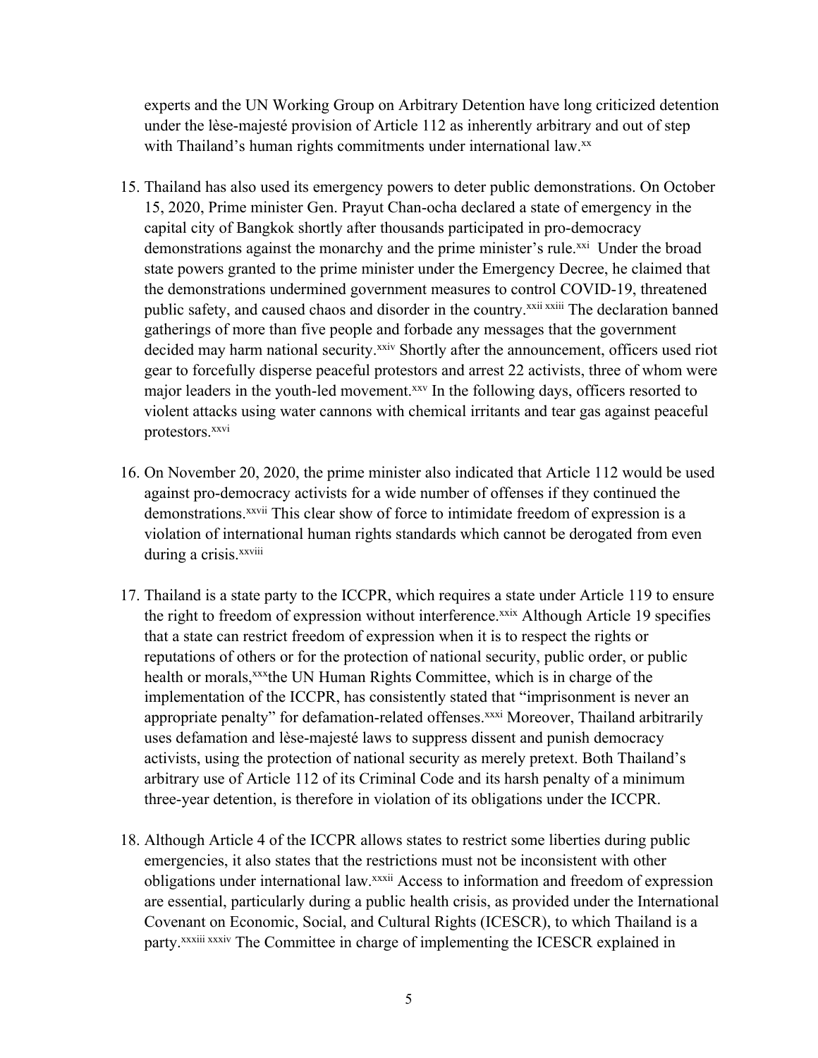experts and the UN Working Group on Arbitrary Detention have long criticized detention under the lèse-majesté provision of Article 112 as inherently arbitrary and out of step with Thailand's human rights commitments under international law.[xx]

15. Thailand has also used its emergency powers to deter public demonstrations. On October 15, 2020, Prime minister Gen. Prayut Chan-ocha declared a state of emergency in the capital city of Bangkok shortly after thousands participated in pro-democracy demonstrations against the monarchy and the prime minister's rule.[xxi] Under the broad state powers granted to the prime minister under the Emergency Decree, he claimed that the demonstrations undermined government measures to control COVID-19, threatened public safety, and caused chaos and disorder in the country.[xxii xxiii] The declaration banned gatherings of more than five people and forbade any messages that the government decided may harm national security.[xxiv] Shortly after the announcement, officers used riot gear to forcefully disperse peaceful protestors and arrest 22 activists, three of whom were major leaders in the youth-led movement.[xxv] In the following days, officers resorted to violent attacks using water cannons with chemical irritants and tear gas against peaceful protestors.[xxvi]

16. On November 20, 2020, the prime minister also indicated that Article 112 would be used against pro-democracy activists for a wide number of offenses if they continued the demonstrations.[xxvii] This clear show of force to intimidate freedom of expression is a violation of international human rights standards which cannot be derogated from even during a crisis.[xxviii]

17. Thailand is a state party to the ICCPR, which requires a state under Article 119 to ensure the right to freedom of expression without interference.[xxix] Although Article 19 specifies that a state can restrict freedom of expression when it is to respect the rights or reputations of others or for the protection of national security, public order, or public health or morals,[xxx]the UN Human Rights Committee, which is in charge of the implementation of the ICCPR, has consistently stated that "imprisonment is never an appropriate penalty" for defamation-related offenses.[xxxi] Moreover, Thailand arbitrarily uses defamation and lèse-majesté laws to suppress dissent and punish democracy activists, using the protection of national security as merely pretext. Both Thailand's arbitrary use of Article 112 of its Criminal Code and its harsh penalty of a minimum three-year detention, is therefore in violation of its obligations under the ICCPR.

18. Although Article 4 of the ICCPR allows states to restrict some liberties during public emergencies, it also states that the restrictions must not be inconsistent with other obligations under international law.[xxxii] Access to information and freedom of expression are essential, particularly during a public health crisis, as provided under the International Covenant on Economic, Social, and Cultural Rights (ICESCR), to which Thailand is a party.[xxxiii xxxiv] The Committee in charge of implementing the ICESCR explained in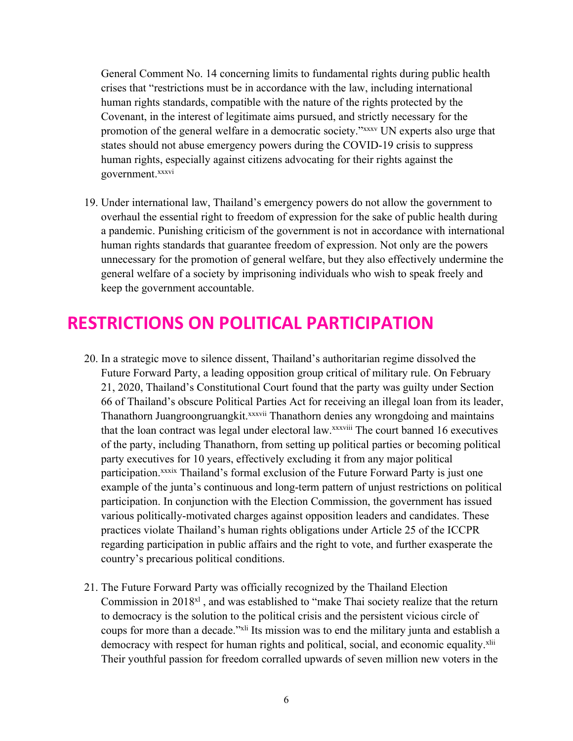General Comment No. 14 concerning limits to fundamental rights during public health crises that "restrictions must be in accordance with the law, including international human rights standards, compatible with the nature of the rights protected by the Covenant, in the interest of legitimate aims pursued, and strictly necessary for the promotion of the general welfare in a democratic society."[xxxv] UN experts also urge that states should not abuse emergency powers during the COVID-19 crisis to suppress human rights, especially against citizens advocating for their rights against the government.[xxxvi]

19. Under international law, Thailand's emergency powers do not allow the government to overhaul the essential right to freedom of expression for the sake of public health during a pandemic. Punishing criticism of the government is not in accordance with international human rights standards that guarantee freedom of expression. Not only are the powers unnecessary for the promotion of general welfare, but they also effectively undermine the general welfare of a society by imprisoning individuals who wish to speak freely and keep the government accountable.

## RESTRICTIONS ON POLITICAL PARTICIPATION

20. In a strategic move to silence dissent, Thailand's authoritarian regime dissolved the Future Forward Party, a leading opposition group critical of military rule. On February 21, 2020, Thailand's Constitutional Court found that the party was guilty under Section 66 of Thailand's obscure Political Parties Act for receiving an illegal loan from its leader, Thanathorn Juangroongruangkit.[xxxvii] Thanathorn denies any wrongdoing and maintains that the loan contract was legal under electoral law.[xxxviii] The court banned 16 executives of the party, including Thanathorn, from setting up political parties or becoming political party executives for 10 years, effectively excluding it from any major political participation.[xxxix] Thailand's formal exclusion of the Future Forward Party is just one example of the junta's continuous and long-term pattern of unjust restrictions on political participation. In conjunction with the Election Commission, the government has issued various politically-motivated charges against opposition leaders and candidates. These practices violate Thailand's human rights obligations under Article 25 of the ICCPR regarding participation in public affairs and the right to vote, and further exasperate the country's precarious political conditions.

21. The Future Forward Party was officially recognized by the Thailand Election Commission in 2018[xl] , and was established to "make Thai society realize that the return to democracy is the solution to the political crisis and the persistent vicious circle of coups for more than a decade."[xli] Its mission was to end the military junta and establish a democracy with respect for human rights and political, social, and economic equality.[xlii] Their youthful passion for freedom corralled upwards of seven million new voters in the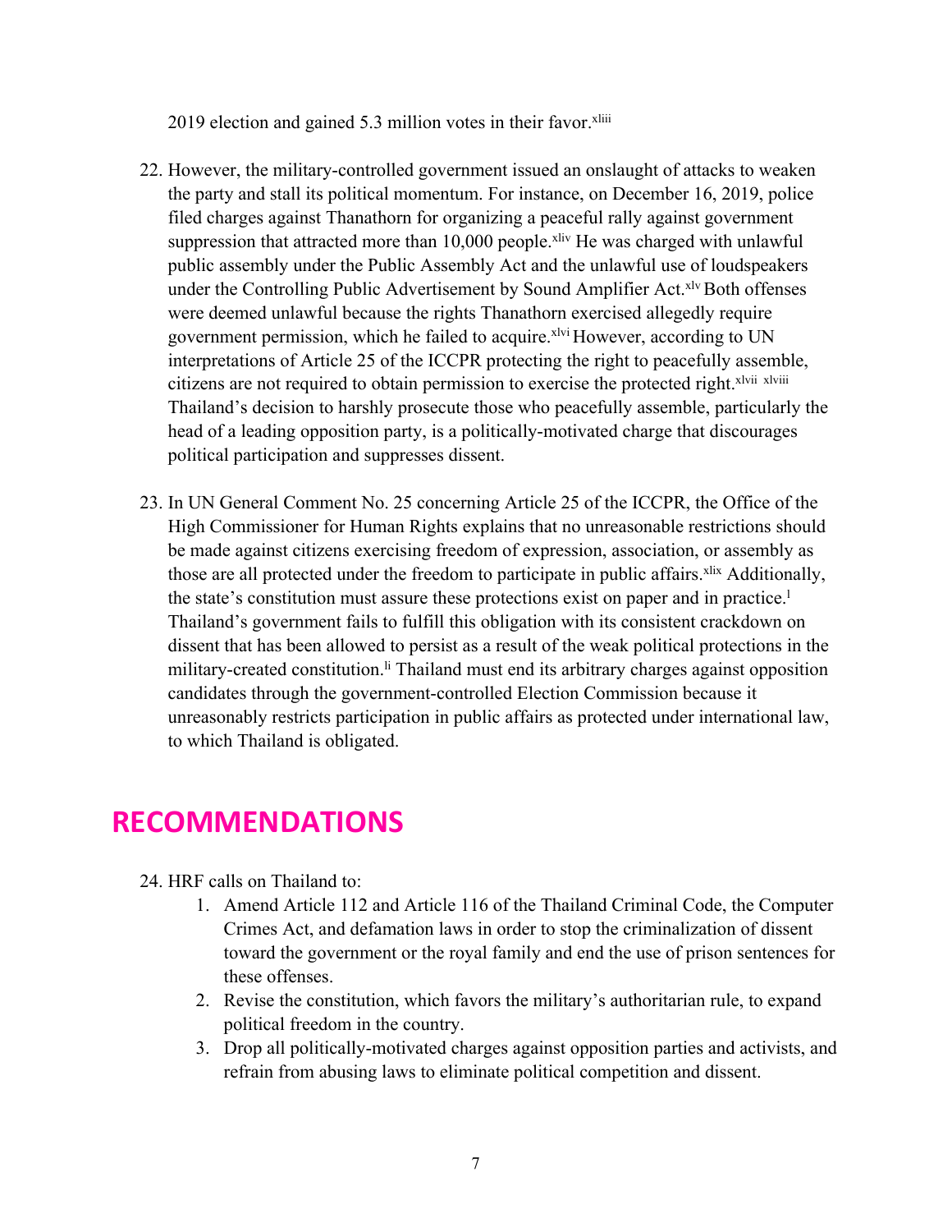2019 election and gained 5.3 million votes in their favor.[xliii]

22. However, the military-controlled government issued an onslaught of attacks to weaken the party and stall its political momentum. For instance, on December 16, 2019, police filed charges against Thanathorn for organizing a peaceful rally against government suppression that attracted more than 10,000 people.[xliv] He was charged with unlawful public assembly under the Public Assembly Act and the unlawful use of loudspeakers under the Controlling Public Advertisement by Sound Amplifier Act.[xlv] Both offenses were deemed unlawful because the rights Thanathorn exercised allegedly require government permission, which he failed to acquire.[xlvi] However, according to UN interpretations of Article 25 of the ICCPR protecting the right to peacefully assemble, citizens are not required to obtain permission to exercise the protected right.[xlvii] [xlviii] Thailand's decision to harshly prosecute those who peacefully assemble, particularly the head of a leading opposition party, is a politically-motivated charge that discourages political participation and suppresses dissent.

23. In UN General Comment No. 25 concerning Article 25 of the ICCPR, the Office of the High Commissioner for Human Rights explains that no unreasonable restrictions should be made against citizens exercising freedom of expression, association, or assembly as those are all protected under the freedom to participate in public affairs.[xlix] Additionally, the state's constitution must assure these protections exist on paper and in practice.[l] Thailand's government fails to fulfill this obligation with its consistent crackdown on dissent that has been allowed to persist as a result of the weak political protections in the military-created constitution.[li] Thailand must end its arbitrary charges against opposition candidates through the government-controlled Election Commission because it unreasonably restricts participation in public affairs as protected under international law, to which Thailand is obligated.

# RECOMMENDATIONS

24. HRF calls on Thailand to:
    1. Amend Article 112 and Article 116 of the Thailand Criminal Code, the Computer Crimes Act, and defamation laws in order to stop the criminalization of dissent toward the government or the royal family and end the use of prison sentences for these offenses.
    2. Revise the constitution, which favors the military's authoritarian rule, to expand political freedom in the country.
    3. Drop all politically-motivated charges against opposition parties and activists, and refrain from abusing laws to eliminate political competition and dissent.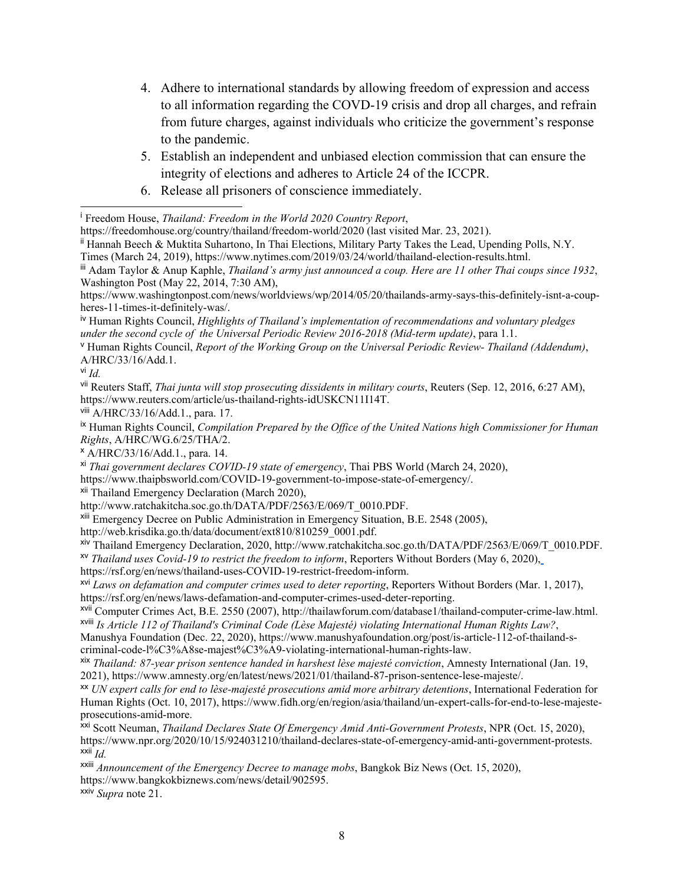4. Adhere to international standards by allowing freedom of expression and access to all information regarding the COVD-19 crisis and drop all charges, and refrain from future charges, against individuals who criticize the government's response to the pandemic.
5. Establish an independent and unbiased election commission that can ensure the integrity of elections and adheres to Article 24 of the ICCPR.
6. Release all prisoners of conscience immediately.

---

[i] Freedom House, *Thailand: Freedom in the World 2020 Country Report*, https://freedomhouse.org/country/thailand/freedom-world/2020 (last visited Mar. 23, 2021).

[ii] Hannah Beech & Muktita Suhartono, In Thai Elections, Military Party Takes the Lead, Upending Polls, N.Y. Times (March 24, 2019), https://www.nytimes.com/2019/03/24/world/thailand-election-results.html.

[iii] Adam Taylor & Anup Kaphle, *Thailand's army just announced a coup. Here are 11 other Thai coups since 1932*, Washington Post (May 22, 2014, 7:30 AM), https://www.washingtonpost.com/news/worldviews/wp/2014/05/20/thailands-army-says-this-definitely-isnt-a-coup-heres-11-times-it-definitely-was/.

[iv] Human Rights Council, *Highlights of Thailand's implementation of recommendations and voluntary pledges under the second cycle of the Universal Periodic Review 2016-2018 (Mid-term update)*, para 1.1.

[v] Human Rights Council, *Report of the Working Group on the Universal Periodic Review- Thailand (Addendum)*, A/HRC/33/16/Add.1.

[vi] *Id.*

[vii] Reuters Staff, *Thai junta will stop prosecuting dissidents in military courts*, Reuters (Sep. 12, 2016, 6:27 AM), https://www.reuters.com/article/us-thailand-rights-idUSKCN11I14T.

[viii] A/HRC/33/16/Add.1., para. 17.

[ix] Human Rights Council, *Compilation Prepared by the Office of the United Nations high Commissioner for Human Rights*, A/HRC/WG.6/25/THA/2.

[x] A/HRC/33/16/Add.1., para. 14.

[xi] *Thai government declares COVID-19 state of emergency*, Thai PBS World (March 24, 2020), https://www.thaipbsworld.com/COVID-19-government-to-impose-state-of-emergency/.

[xii] Thailand Emergency Declaration (March 2020), http://www.ratchakitcha.soc.go.th/DATA/PDF/2563/E/069/T_0010.PDF.

[xiii] Emergency Decree on Public Administration in Emergency Situation, B.E. 2548 (2005), http://web.krisdika.go.th/data/document/ext810/810259_0001.pdf.

[xiv] Thailand Emergency Declaration, 2020, http://www.ratchakitcha.soc.go.th/DATA/PDF/2563/E/069/T_0010.PDF.

[xv] *Thailand uses Covid-19 to restrict the freedom to inform*, Reporters Without Borders (May 6, 2020), https://rsf.org/en/news/thailand-uses-COVID-19-restrict-freedom-inform.

[xvi] *Laws on defamation and computer crimes used to deter reporting*, Reporters Without Borders (Mar. 1, 2017), https://rsf.org/en/news/laws-defamation-and-computer-crimes-used-deter-reporting.

[xvii] Computer Crimes Act, B.E. 2550 (2007), http://thailawforum.com/database1/thailand-computer-crime-law.html.

[xviii] *Is Article 112 of Thailand's Criminal Code (Lèse Majesté) violating International Human Rights Law?*, Manushya Foundation (Dec. 22, 2020), https://www.manushyafoundation.org/post/is-article-112-of-thailand-s-criminal-code-l%C3%A8se-majest%C3%A9-violating-international-human-rights-law.

[xix] *Thailand: 87-year prison sentence handed in harshest lèse majesté conviction*, Amnesty International (Jan. 19, 2021), https://www.amnesty.org/en/latest/news/2021/01/thailand-87-prison-sentence-lese-majeste/.

[xx] *UN expert calls for end to lèse-majesté prosecutions amid more arbitrary detentions*, International Federation for Human Rights (Oct. 10, 2017), https://www.fidh.org/en/region/asia/thailand/un-expert-calls-for-end-to-lese-majeste-prosecutions-amid-more.

[xxi] Scott Neuman, *Thailand Declares State Of Emergency Amid Anti-Government Protests*, NPR (Oct. 15, 2020), https://www.npr.org/2020/10/15/924031210/thailand-declares-state-of-emergency-amid-anti-government-protests.

[xxii] *Id.*

[xxiii] *Announcement of the Emergency Decree to manage mobs*, Bangkok Biz News (Oct. 15, 2020), https://www.bangkokbiznews.com/news/detail/902595.

[xxiv] *Supra* note 21.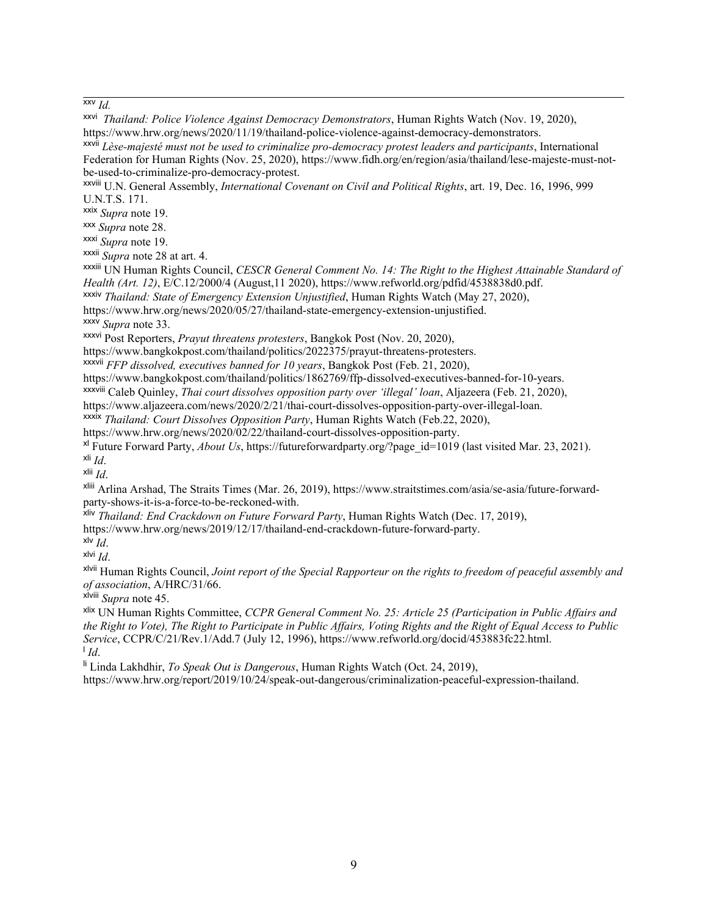[xxv] *Id.*

[xxvi] *Thailand: Police Violence Against Democracy Demonstrators*, Human Rights Watch (Nov. 19, 2020), https://www.hrw.org/news/2020/11/19/thailand-police-violence-against-democracy-demonstrators.

[xxvii] *Lèse-majesté must not be used to criminalize pro-democracy protest leaders and participants*, International Federation for Human Rights (Nov. 25, 2020), https://www.fidh.org/en/region/asia/thailand/lese-majeste-must-not-be-used-to-criminalize-pro-democracy-protest.

[xxviii] U.N. General Assembly, *International Covenant on Civil and Political Rights*, art. 19, Dec. 16, 1996, 999 U.N.T.S. 171.

[xxix] *Supra* note 19.

[xxx] *Supra* note 28.

[xxxi] *Supra* note 19.

[xxxii] *Supra* note 28 at art. 4.

[xxxiii] UN Human Rights Council, *CESCR General Comment No. 14: The Right to the Highest Attainable Standard of Health (Art. 12)*, E/C.12/2000/4 (August,11 2020), https://www.refworld.org/pdfid/4538838d0.pdf.

[xxxiv] *Thailand: State of Emergency Extension Unjustified*, Human Rights Watch (May 27, 2020), https://www.hrw.org/news/2020/05/27/thailand-state-emergency-extension-unjustified.

[xxxv] *Supra* note 33.

[xxxvi] Post Reporters, *Prayut threatens protesters*, Bangkok Post (Nov. 20, 2020), https://www.bangkokpost.com/thailand/politics/2022375/prayut-threatens-protesters.

[xxxvii] *FFP dissolved, executives banned for 10 years*, Bangkok Post (Feb. 21, 2020), https://www.bangkokpost.com/thailand/politics/1862769/ffp-dissolved-executives-banned-for-10-years.

[xxxviii] Caleb Quinley, *Thai court dissolves opposition party over 'illegal' loan*, Aljazeera (Feb. 21, 2020), https://www.aljazeera.com/news/2020/2/21/thai-court-dissolves-opposition-party-over-illegal-loan.

[xxxix] *Thailand: Court Dissolves Opposition Party*, Human Rights Watch (Feb.22, 2020), https://www.hrw.org/news/2020/02/22/thailand-court-dissolves-opposition-party.

[xl] Future Forward Party, *About Us*, https://futureforwardparty.org/?page_id=1019 (last visited Mar. 23, 2021).

[xli] *Id*.

[xlii] *Id*.

[xliii] Arlina Arshad, The Straits Times (Mar. 26, 2019), https://www.straitstimes.com/asia/se-asia/future-forward-party-shows-it-is-a-force-to-be-reckoned-with.

[xliv] *Thailand: End Crackdown on Future Forward Party*, Human Rights Watch (Dec. 17, 2019), https://www.hrw.org/news/2019/12/17/thailand-end-crackdown-future-forward-party.

[xlv] *Id*.

[xlvi] *Id*.

[xlvii] Human Rights Council, *Joint report of the Special Rapporteur on the rights to freedom of peaceful assembly and of association*, A/HRC/31/66.

[xlviii] *Supra* note 45.

[xlix] UN Human Rights Committee, *CCPR General Comment No. 25: Article 25 (Participation in Public Affairs and the Right to Vote), The Right to Participate in Public Affairs, Voting Rights and the Right of Equal Access to Public Service*, CCPR/C/21/Rev.1/Add.7 (July 12, 1996), https://www.refworld.org/docid/453883fc22.html.

[l] *Id*.

[li] Linda Lakhdhir, *To Speak Out is Dangerous*, Human Rights Watch (Oct. 24, 2019), https://www.hrw.org/report/2019/10/24/speak-out-dangerous/criminalization-peaceful-expression-thailand.